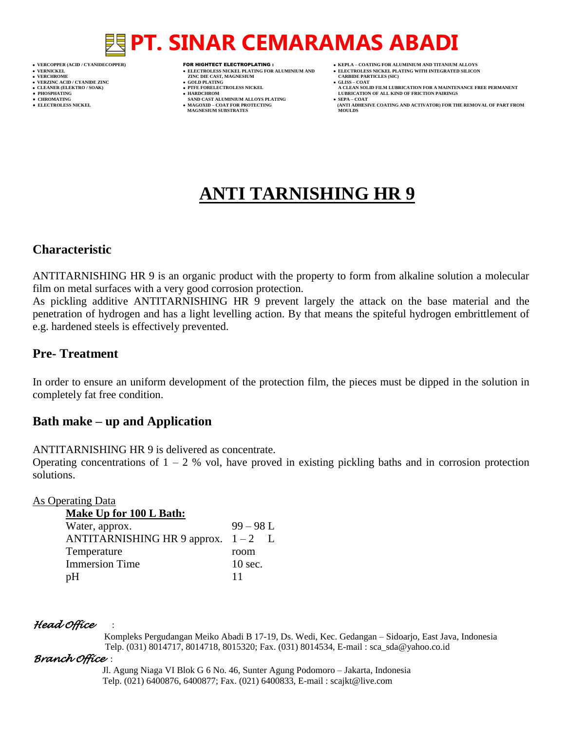# PT. SINAR CEMARAMAS ABADI

- VERCOPPER (ACID / CYANIDECOPPER)
- VERNICKEL
- VERCHROME
- VERZINC ACID / CYANIDE ZINC
- CLEANER (ELEKTRO / SOAK)
- PHOSPHATING
- CHROMATING
- ELECTROLESS NICKEL

FOR HIGHTECT ELECTROPLATING :

- ELECTROLESS NICKEL PLATING FOR ALUMINIUM AND ZINC DIE CAST, MAGNESIUM
- GOLD PLATING
- PTFE FORELECTROLESS NICKEL
- HARDCHROM
  SAND CAST ALUMINIUM ALLOYS PLATING
- MAGOXID – COAT FOR PROTECTING MAGNESIUM SUBSTRATES

- KEPLA – COATING FOR ALUMINIUM AND TITANIUM ALLOYS
- ELECTROLESS NICKEL PLATING WITH INTEGRATED SILICON CARBIDE PARTICLES (SIC)
- GLISS – COAT
  A CLEAN SOLID FILM LUBRICATION FOR A MAINTENANCE FREE PERMANENT LUBRICATION OF ALL KIND OF FRICTION PAIRINGS
- SEPA – COAT
  (ANTI ADHESIVE COATING AND ACTIVATOR) FOR THE REMOVAL OF PART FROM MOULDS

# ANTI TARNISHING HR 9

## Characteristic

ANTITARNISHING HR 9 is an organic product with the property to form from alkaline solution a molecular film on metal surfaces with a very good corrosion protection.
As pickling additive ANTITARNISHING HR 9 prevent largely the attack on the base material and the penetration of hydrogen and has a light levelling action. By that means the spiteful hydrogen embrittlement of e.g. hardened steels is effectively prevented.

## Pre- Treatment

In order to ensure an uniform development of the protection film, the pieces must be dipped in the solution in completely fat free condition.

## Bath make – up and Application

ANTITARNISHING HR 9 is delivered as concentrate.
Operating concentrations of 1 – 2 % vol, have proved in existing pickling baths and in corrosion protection solutions.

As Operating Data

**Make Up for 100 L Bath:**

| | |
|---|---|
| Water, approx. | 99 – 98 L |
| ANTITARNISHING HR 9 approx. | 1 – 2 L |
| Temperature | room |
| Immersion Time | 10 sec. |
| pH | 11 |

*Head Office* :

Kompleks Pergudangan Meiko Abadi B 17-19, Ds. Wedi, Kec. Gedangan – Sidoarjo, East Java, Indonesia
Telp. (031) 8014717, 8014718, 8015320; Fax. (031) 8014534, E-mail : sca_sda@yahoo.co.id

*Branch Office* :

Jl. Agung Niaga VI Blok G 6 No. 46, Sunter Agung Podomoro – Jakarta, Indonesia
Telp. (021) 6400876, 6400877; Fax. (021) 6400833, E-mail : scajkt@live.com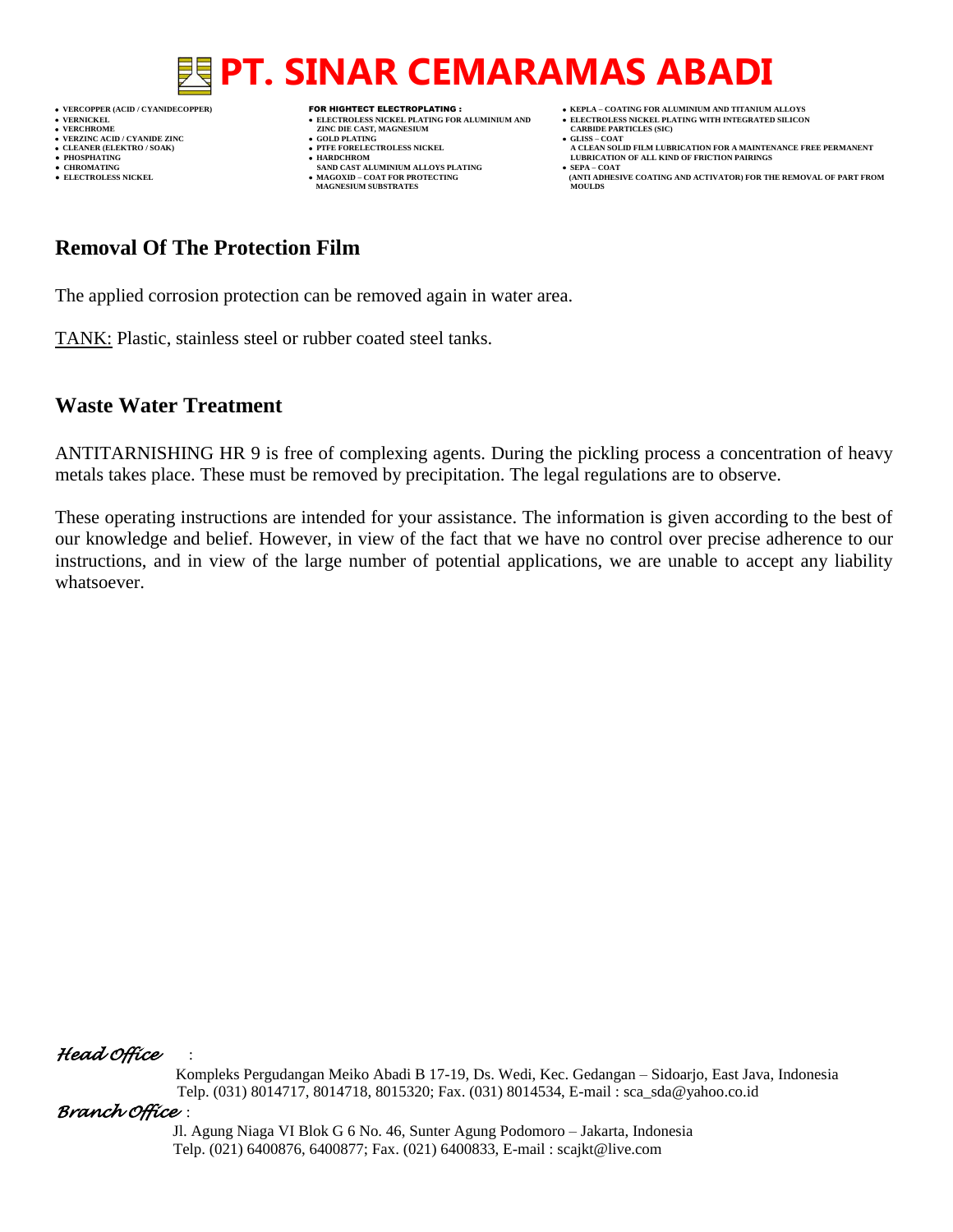## Removal Of The Protection Film

The applied corrosion protection can be removed again in water area.

TANK: Plastic, stainless steel or rubber coated steel tanks.

## Waste Water Treatment

ANTITARNISHING HR 9 is free of complexing agents. During the pickling process a concentration of heavy metals takes place. These must be removed by precipitation. The legal regulations are to observe.

These operating instructions are intended for your assistance. The information is given according to the best of our knowledge and belief. However, in view of the fact that we have no control over precise adherence to our instructions, and in view of the large number of potential applications, we are unable to accept any liability whatsoever.